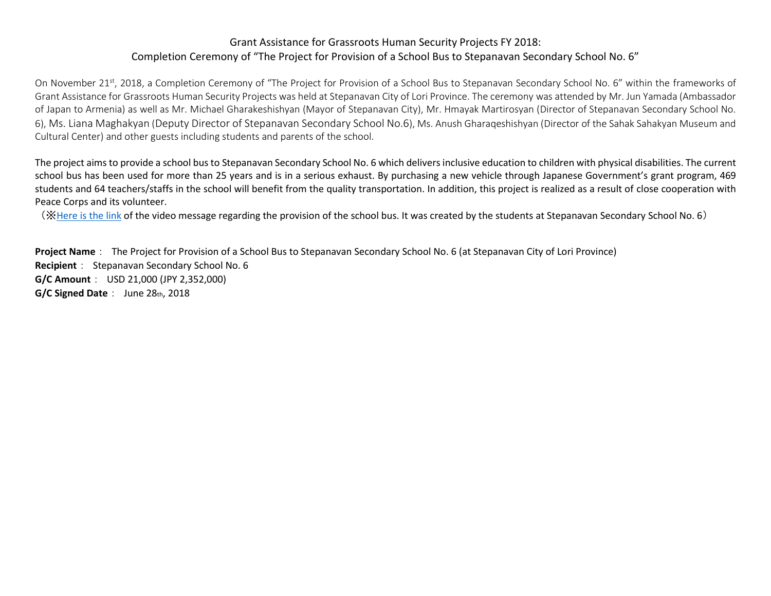# Grant Assistance for Grassroots Human Security Projects FY 2018: Completion Ceremony of “The Project for Provision of a School Bus to Stepanavan Secondary School No. 6”

On November 21st, 2018, a Completion Ceremony of “The Project for Provision of a School Bus to Stepanavan Secondary School No. 6” within the frameworks of Grant Assistance for Grassroots Human Security Projects was held at Stepanavan City of Lori Province. The ceremony was attended by Mr. Jun Yamada (Ambassador of Japan to Armenia) as well as Mr. Michael Gharakeshishyan (Mayor of Stepanavan City), Mr. Hmayak Martirosyan (Director of Stepanavan Secondary School No. 6), Ms. Liana Maghakyan (Deputy Director of Stepanavan Secondary School No.6), Ms. Anush Gharaqeshishyan (Director of the Sahak Sahakyan Museum and Cultural Center) and other guests including students and parents of the school.

The project aims to provide a school bus to Stepanavan Secondary School No. 6 which delivers inclusive education to children with physical disabilities. The current school bus has been used for more than 25 years and is in a serious exhaust. By purchasing a new vehicle through Japanese Government’s grant program, 469 students and 64 teachers/staffs in the school will benefit from the quality transportation. In addition, this project is realized as a result of close cooperation with Peace Corps and its volunteer.

（※Here is the link of the video message regarding the provision of the school bus. It was created by the students at Stepanavan Secondary School No. 6）

**Project Name**： The Project for Provision of a School Bus to Stepanavan Secondary School No. 6 (at Stepanavan City of Lori Province)

**Recipient**： Stepanavan Secondary School No. 6

**G/C Amount**： USD 21,000 (JPY 2,352,000)

**G/C Signed Date**： June 28th, 2018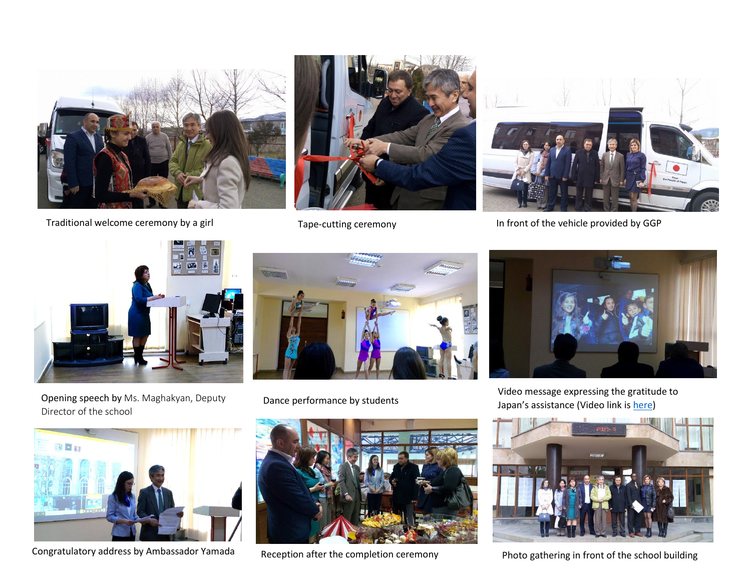Traditional welcome ceremony by a girl

Tape-cutting ceremony

In front of the vehicle provided by GGP

Opening speech by Ms. Maghakyan, Deputy Director of the school

Dance performance by students

Video message expressing the gratitude to Japan's assistance (Video link is here)

Congratulatory address by Ambassador Yamada

Reception after the completion ceremony

Photo gathering in front of the school building